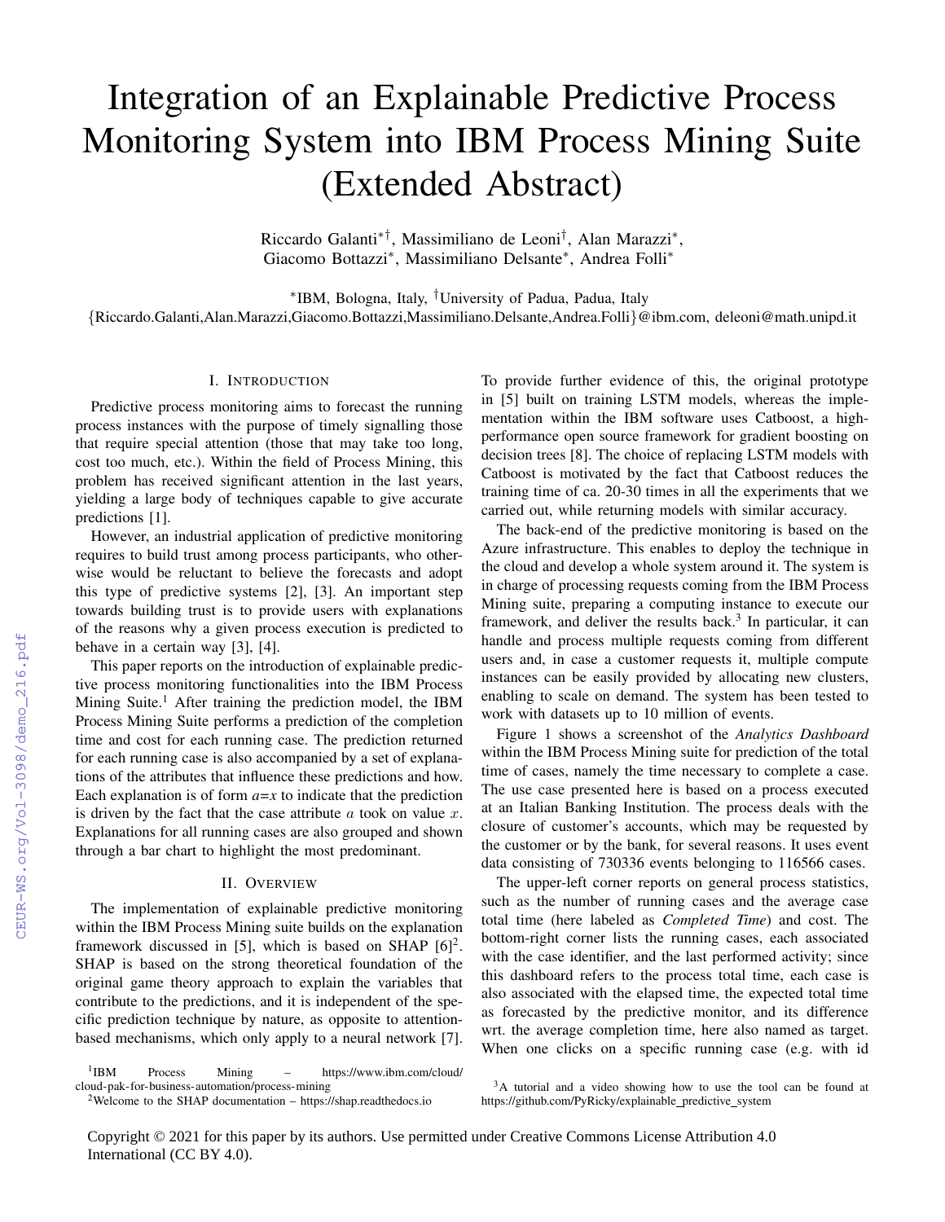# Integration of an Explainable Predictive Process Monitoring System into IBM Process Mining Suite (Extended Abstract)

Riccardo Galanti[*†], Massimiliano de Leoni[†], Alan Marazzi[*], Giacomo Bottazzi[*], Massimiliano Delsante[*], Andrea Folli[*]

[*]IBM, Bologna, Italy, [†]University of Padua, Padua, Italy

{Riccardo.Galanti,Alan.Marazzi,Giacomo.Bottazzi,Massimiliano.Delsante,Andrea.Folli}@ibm.com, deleoni@math.unipd.it

## I. Introduction

Predictive process monitoring aims to forecast the running process instances with the purpose of timely signalling those that require special attention (those that may take too long, cost too much, etc.). Within the field of Process Mining, this problem has received significant attention in the last years, yielding a large body of techniques capable to give accurate predictions [1].

However, an industrial application of predictive monitoring requires to build trust among process participants, who otherwise would be reluctant to believe the forecasts and adopt this type of predictive systems [2], [3]. An important step towards building trust is to provide users with explanations of the reasons why a given process execution is predicted to behave in a certain way [3], [4].

This paper reports on the introduction of explainable predictive process monitoring functionalities into the IBM Process Mining Suite.[1] After training the prediction model, the IBM Process Mining Suite performs a prediction of the completion time and cost for each running case. The prediction returned for each running case is also accompanied by a set of explanations of the attributes that influence these predictions and how. Each explanation is of form *a*=*x* to indicate that the prediction is driven by the fact that the case attribute $a$ took on value $x$. Explanations for all running cases are also grouped and shown through a bar chart to highlight the most predominant.

## II. Overview

The implementation of explainable predictive monitoring within the IBM Process Mining suite builds on the explanation framework discussed in [5], which is based on SHAP [6][2]. SHAP is based on the strong theoretical foundation of the original game theory approach to explain the variables that contribute to the predictions, and it is independent of the specific prediction technique by nature, as opposite to attention-based mechanisms, which only apply to a neural network [7]. To provide further evidence of this, the original prototype in [5] built on training LSTM models, whereas the implementation within the IBM software uses Catboost, a high-performance open source framework for gradient boosting on decision trees [8]. The choice of replacing LSTM models with Catboost is motivated by the fact that Catboost reduces the training time of ca. 20-30 times in all the experiments that we carried out, while returning models with similar accuracy.

The back-end of the predictive monitoring is based on the Azure infrastructure. This enables to deploy the technique in the cloud and develop a whole system around it. The system is in charge of processing requests coming from the IBM Process Mining suite, preparing a computing instance to execute our framework, and deliver the results back.[3] In particular, it can handle and process multiple requests coming from different users and, in case a customer requests it, multiple compute instances can be easily provided by allocating new clusters, enabling to scale on demand. The system has been tested to work with datasets up to 10 million of events.

Figure 1 shows a screenshot of the *Analytics Dashboard* within the IBM Process Mining suite for prediction of the total time of cases, namely the time necessary to complete a case. The use case presented here is based on a process executed at an Italian Banking Institution. The process deals with the closure of customer's accounts, which may be requested by the customer or by the bank, for several reasons. It uses event data consisting of 730336 events belonging to 116566 cases.

The upper-left corner reports on general process statistics, such as the number of running cases and the average case total time (here labeled as *Completed Time*) and cost. The bottom-right corner lists the running cases, each associated with the case identifier, and the last performed activity; since this dashboard refers to the process total time, each case is also associated with the elapsed time, the expected total time as forecasted by the predictive monitor, and its difference wrt. the average completion time, here also named as target. When one clicks on a specific running case (e.g. with id

[1]IBM Process Mining – https://www.ibm.com/cloud/cloud-pak-for-business-automation/process-mining

[2]Welcome to the SHAP documentation – https://shap.readthedocs.io

[3]A tutorial and a video showing how to use the tool can be found at https://github.com/PyRicky/explainable_predictive_system

Copyright © 2021 for this paper by its authors. Use permitted under Creative Commons License Attribution 4.0 International (CC BY 4.0).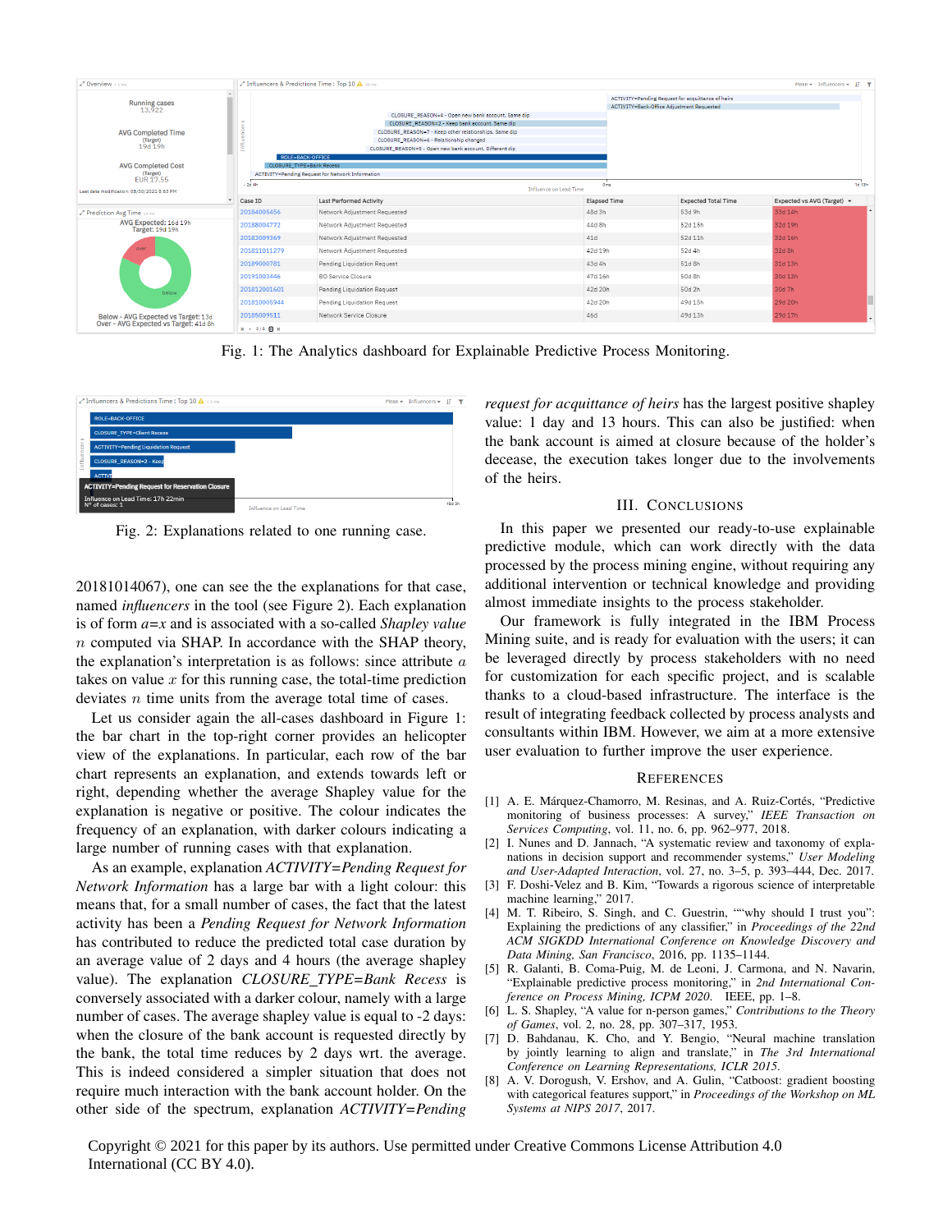Fig. 1: The Analytics dashboard for Explainable Predictive Process Monitoring.

Fig. 2: Explanations related to one running case.

20181014067), one can see the the explanations for that case, named *influencers* in the tool (see Figure 2). Each explanation is of form $a$=$x$ and is associated with a so-called *Shapley value* $n$ computed via SHAP. In accordance with the SHAP theory, the explanation's interpretation is as follows: since attribute $a$ takes on value $x$ for this running case, the total-time prediction deviates $n$ time units from the average total time of cases.

Let us consider again the all-cases dashboard in Figure 1: the bar chart in the top-right corner provides an helicopter view of the explanations. In particular, each row of the bar chart represents an explanation, and extends towards left or right, depending whether the average Shapley value for the explanation is negative or positive. The colour indicates the frequency of an explanation, with darker colours indicating a large number of running cases with that explanation.

As an example, explanation *ACTIVITY=Pending Request for Network Information* has a large bar with a light colour: this means that, for a small number of cases, the fact that the latest activity has been a *Pending Request for Network Information* has contributed to reduce the predicted total case duration by an average value of 2 days and 4 hours (the average shapley value). The explanation *CLOSURE_TYPE=Bank Recess* is conversely associated with a darker colour, namely with a large number of cases. The average shapley value is equal to -2 days: when the closure of the bank account is requested directly by the bank, the total time reduces by 2 days wrt. the average. This is indeed considered a simpler situation that does not require much interaction with the bank account holder. On the other side of the spectrum, explanation *ACTIVITY=Pending request for acquittance of heirs* has the largest positive shapley value: 1 day and 13 hours. This can also be justified: when the bank account is aimed at closure because of the holder's decease, the execution takes longer due to the involvements of the heirs.

## III. Conclusions

In this paper we presented our ready-to-use explainable predictive module, which can work directly with the data processed by the process mining engine, without requiring any additional intervention or technical knowledge and providing almost immediate insights to the process stakeholder.

Our framework is fully integrated in the IBM Process Mining suite, and is ready for evaluation with the users; it can be leveraged directly by process stakeholders with no need for customization for each specific project, and is scalable thanks to a cloud-based infrastructure. The interface is the result of integrating feedback collected by process analysts and consultants within IBM. However, we aim at a more extensive user evaluation to further improve the user experience.

## References

[1] A. E. Márquez-Chamorro, M. Resinas, and A. Ruiz-Cortés, "Predictive monitoring of business processes: A survey," *IEEE Transaction on Services Computing*, vol. 11, no. 6, pp. 962–977, 2018.

[2] I. Nunes and D. Jannach, "A systematic review and taxonomy of explanations in decision support and recommender systems," *User Modeling and User-Adapted Interaction*, vol. 27, no. 3–5, p. 393–444, Dec. 2017.

[3] F. Doshi-Velez and B. Kim, "Towards a rigorous science of interpretable machine learning," 2017.

[4] M. T. Ribeiro, S. Singh, and C. Guestrin, ""why should I trust you": Explaining the predictions of any classifier," in *Proceedings of the 22nd ACM SIGKDD International Conference on Knowledge Discovery and Data Mining, San Francisco*, 2016, pp. 1135–1144.

[5] R. Galanti, B. Coma-Puig, M. de Leoni, J. Carmona, and N. Navarin, "Explainable predictive process monitoring," in *2nd International Conference on Process Mining, ICPM 2020*. IEEE, pp. 1–8.

[6] L. S. Shapley, "A value for n-person games," *Contributions to the Theory of Games*, vol. 2, no. 28, pp. 307–317, 1953.

[7] D. Bahdanau, K. Cho, and Y. Bengio, "Neural machine translation by jointly learning to align and translate," in *The 3rd International Conference on Learning Representations, ICLR 2015*.

[8] A. V. Dorogush, V. Ershov, and A. Gulin, "Catboost: gradient boosting with categorical features support," in *Proceedings of the Workshop on ML Systems at NIPS 2017*, 2017.

Copyright © 2021 for this paper by its authors. Use permitted under Creative Commons License Attribution 4.0 International (CC BY 4.0).